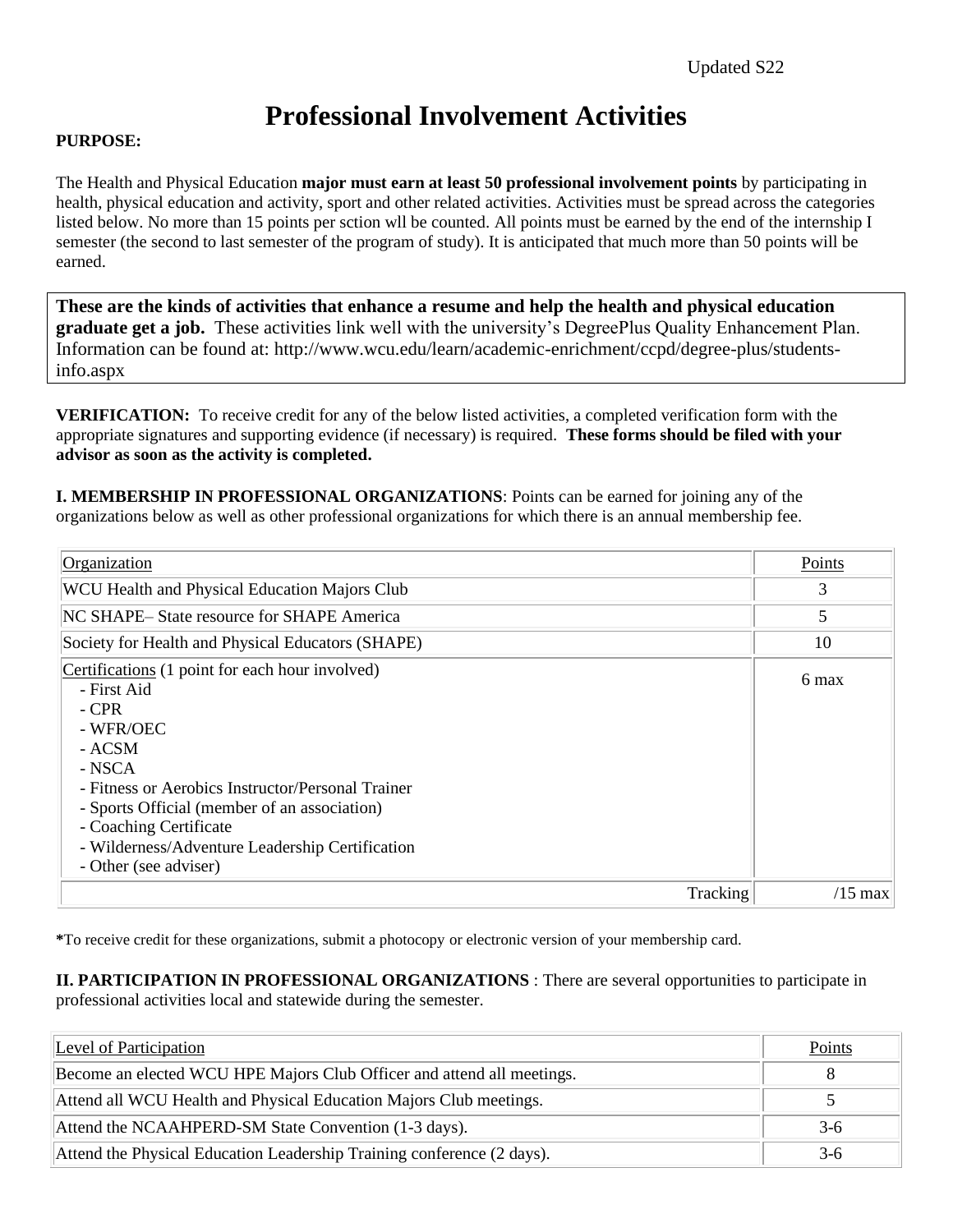Updated S22

# Professional Involvement Activities

**PURPOSE:**

The Health and Physical Education **major must earn at least 50 professional involvement points** by participating in health, physical education and activity, sport and other related activities. Activities must be spread across the categories listed below. No more than 15 points per sction wll be counted. All points must be earned by the end of the internship I semester (the second to last semester of the program of study). It is anticipated that much more than 50 points will be earned.

**These are the kinds of activities that enhance a resume and help the health and physical education graduate get a job.** These activities link well with the university's DegreePlus Quality Enhancement Plan. Information can be found at: http://www.wcu.edu/learn/academic-enrichment/ccpd/degree-plus/students-info.aspx

**VERIFICATION:** To receive credit for any of the below listed activities, a completed verification form with the appropriate signatures and supporting evidence (if necessary) is required. **These forms should be filed with your advisor as soon as the activity is completed.**

**I. MEMBERSHIP IN PROFESSIONAL ORGANIZATIONS**: Points can be earned for joining any of the organizations below as well as other professional organizations for which there is an annual membership fee.

| Organization | Points |
|---|---|
| WCU Health and Physical Education Majors Club | 3 |
| NC SHAPE– State resource for SHAPE America | 5 |
| Society for Health and Physical Educators (SHAPE) | 10 |
| Certifications (1 point for each hour involved)<br>- First Aid<br>- CPR<br>- WFR/OEC<br>- ACSM<br>- NSCA<br>- Fitness or Aerobics Instructor/Personal Trainer<br>- Sports Official (member of an association)<br>- Coaching Certificate<br>- Wilderness/Adventure Leadership Certification<br>- Other (see adviser) | 6 max |
| Tracking | /15 max |

*****To receive credit for these organizations, submit a photocopy or electronic version of your membership card.

**II. PARTICIPATION IN PROFESSIONAL ORGANIZATIONS** : There are several opportunities to participate in professional activities local and statewide during the semester.

| Level of Participation | Points |
|---|---|
| Become an elected WCU HPE Majors Club Officer and attend all meetings. | 8 |
| Attend all WCU Health and Physical Education Majors Club meetings. | 5 |
| Attend the NCAAHPERD-SM State Convention (1-3 days). | 3-6 |
| Attend the Physical Education Leadership Training conference (2 days). | 3-6 |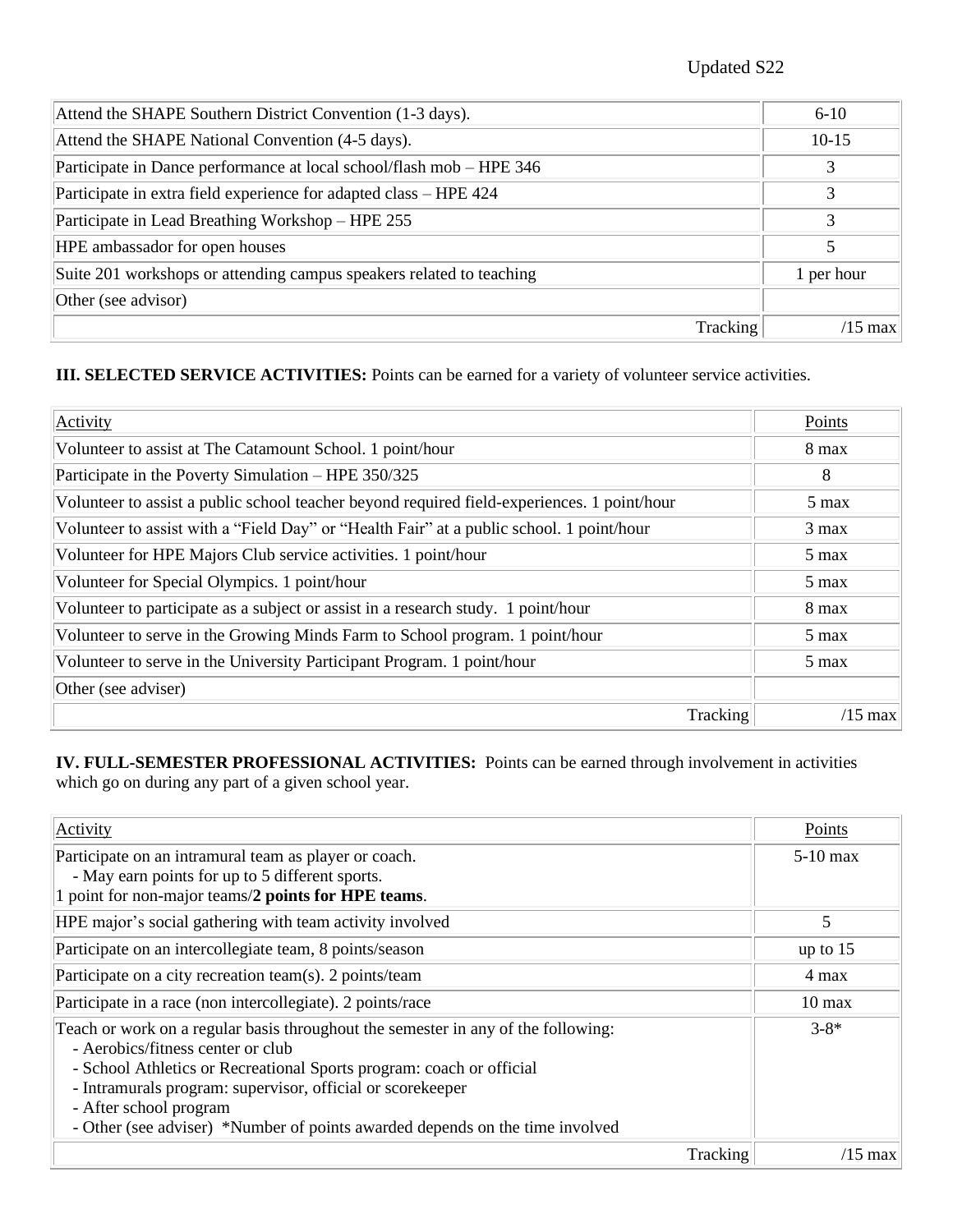Updated S22

| | |
|---|---|
| Attend the SHAPE Southern District Convention (1-3 days). | 6-10 |
| Attend the SHAPE National Convention (4-5 days). | 10-15 |
| Participate in Dance performance at local school/flash mob – HPE 346 | 3 |
| Participate in extra field experience for adapted class – HPE 424 | 3 |
| Participate in Lead Breathing Workshop – HPE 255 | 3 |
| HPE ambassador for open houses | 5 |
| Suite 201 workshops or attending campus speakers related to teaching | 1 per hour |
| Other (see advisor) | |
| Tracking | /15 max |

**III. SELECTED SERVICE ACTIVITIES:** Points can be earned for a variety of volunteer service activities.

| Activity | Points |
|---|---|
| Volunteer to assist at The Catamount School. 1 point/hour | 8 max |
| Participate in the Poverty Simulation – HPE 350/325 | 8 |
| Volunteer to assist a public school teacher beyond required field-experiences. 1 point/hour | 5 max |
| Volunteer to assist with a "Field Day" or "Health Fair" at a public school. 1 point/hour | 3 max |
| Volunteer for HPE Majors Club service activities. 1 point/hour | 5 max |
| Volunteer for Special Olympics. 1 point/hour | 5 max |
| Volunteer to participate as a subject or assist in a research study. 1 point/hour | 8 max |
| Volunteer to serve in the Growing Minds Farm to School program. 1 point/hour | 5 max |
| Volunteer to serve in the University Participant Program. 1 point/hour | 5 max |
| Other (see adviser) | |
| Tracking | /15 max |

**IV. FULL-SEMESTER PROFESSIONAL ACTIVITIES:** Points can be earned through involvement in activities which go on during any part of a given school year.

| Activity | Points |
|---|---|
| Participate on an intramural team as player or coach.<br>- May earn points for up to 5 different sports.<br>1 point for non-major teams/**2 points for HPE teams**. | 5-10 max |
| HPE major's social gathering with team activity involved | 5 |
| Participate on an intercollegiate team, 8 points/season | up to 15 |
| Participate on a city recreation team(s). 2 points/team | 4 max |
| Participate in a race (non intercollegiate). 2 points/race | 10 max |
| Teach or work on a regular basis throughout the semester in any of the following:<br>- Aerobics/fitness center or club<br>- School Athletics or Recreational Sports program: coach or official<br>- Intramurals program: supervisor, official or scorekeeper<br>- After school program<br>- Other (see adviser) *Number of points awarded depends on the time involved | 3-8* |
| Tracking | /15 max |